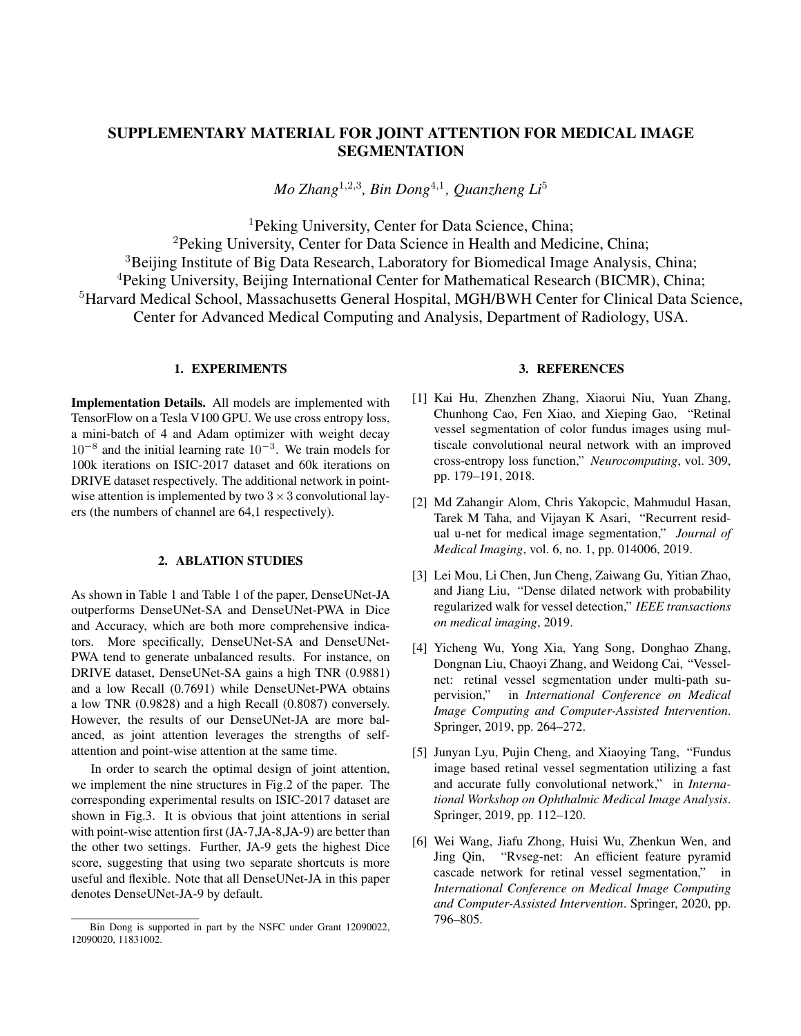# SUPPLEMENTARY MATERIAL FOR JOINT ATTENTION FOR MEDICAL IMAGE SEGMENTATION

*Mo Zhang*[1,2,3]*, Bin Dong*[4,1]*, Quanzheng Li*[5]

[1]Peking University, Center for Data Science, China;
[2]Peking University, Center for Data Science in Health and Medicine, China;
[3]Beijing Institute of Big Data Research, Laboratory for Biomedical Image Analysis, China;
[4]Peking University, Beijing International Center for Mathematical Research (BICMR), China;
[5]Harvard Medical School, Massachusetts General Hospital, MGH/BWH Center for Clinical Data Science, Center for Advanced Medical Computing and Analysis, Department of Radiology, USA.

## 1. EXPERIMENTS

**Implementation Details.** All models are implemented with TensorFlow on a Tesla V100 GPU. We use cross entropy loss, a mini-batch of 4 and Adam optimizer with weight decay $10^{-8}$ and the initial learning rate $10^{-3}$. We train models for 100k iterations on ISIC-2017 dataset and 60k iterations on DRIVE dataset respectively. The additional network in point-wise attention is implemented by two $3 \times 3$ convolutional layers (the numbers of channel are 64,1 respectively).

## 2. ABLATION STUDIES

As shown in Table 1 and Table 1 of the paper, DenseUNet-JA outperforms DenseUNet-SA and DenseUNet-PWA in Dice and Accuracy, which are both more comprehensive indicators. More specifically, DenseUNet-SA and DenseUNet-PWA tend to generate unbalanced results. For instance, on DRIVE dataset, DenseUNet-SA gains a high TNR (0.9881) and a low Recall (0.7691) while DenseUNet-PWA obtains a low TNR (0.9828) and a high Recall (0.8087) conversely. However, the results of our DenseUNet-JA are more balanced, as joint attention leverages the strengths of self-attention and point-wise attention at the same time.

In order to search the optimal design of joint attention, we implement the nine structures in Fig.2 of the paper. The corresponding experimental results on ISIC-2017 dataset are shown in Fig.3. It is obvious that joint attentions in serial with point-wise attention first (JA-7,JA-8,JA-9) are better than the other two settings. Further, JA-9 gets the highest Dice score, suggesting that using two separate shortcuts is more useful and flexible. Note that all DenseUNet-JA in this paper denotes DenseUNet-JA-9 by default.

Bin Dong is supported in part by the NSFC under Grant 12090022, 12090020, 11831002.

## 3. REFERENCES

[1] Kai Hu, Zhenzhen Zhang, Xiaorui Niu, Yuan Zhang, Chunhong Cao, Fen Xiao, and Xieping Gao, "Retinal vessel segmentation of color fundus images using multiscale convolutional neural network with an improved cross-entropy loss function," *Neurocomputing*, vol. 309, pp. 179–191, 2018.

[2] Md Zahangir Alom, Chris Yakopcic, Mahmudul Hasan, Tarek M Taha, and Vijayan K Asari, "Recurrent residual u-net for medical image segmentation," *Journal of Medical Imaging*, vol. 6, no. 1, pp. 014006, 2019.

[3] Lei Mou, Li Chen, Jun Cheng, Zaiwang Gu, Yitian Zhao, and Jiang Liu, "Dense dilated network with probability regularized walk for vessel detection," *IEEE transactions on medical imaging*, 2019.

[4] Yicheng Wu, Yong Xia, Yang Song, Donghao Zhang, Dongnan Liu, Chaoyi Zhang, and Weidong Cai, "Vessel-net: retinal vessel segmentation under multi-path supervision," in *International Conference on Medical Image Computing and Computer-Assisted Intervention*. Springer, 2019, pp. 264–272.

[5] Junyan Lyu, Pujin Cheng, and Xiaoying Tang, "Fundus image based retinal vessel segmentation utilizing a fast and accurate fully convolutional network," in *International Workshop on Ophthalmic Medical Image Analysis*. Springer, 2019, pp. 112–120.

[6] Wei Wang, Jiafu Zhong, Huisi Wu, Zhenkun Wen, and Jing Qin, "Rvseg-net: An efficient feature pyramid cascade network for retinal vessel segmentation," in *International Conference on Medical Image Computing and Computer-Assisted Intervention*. Springer, 2020, pp. 796–805.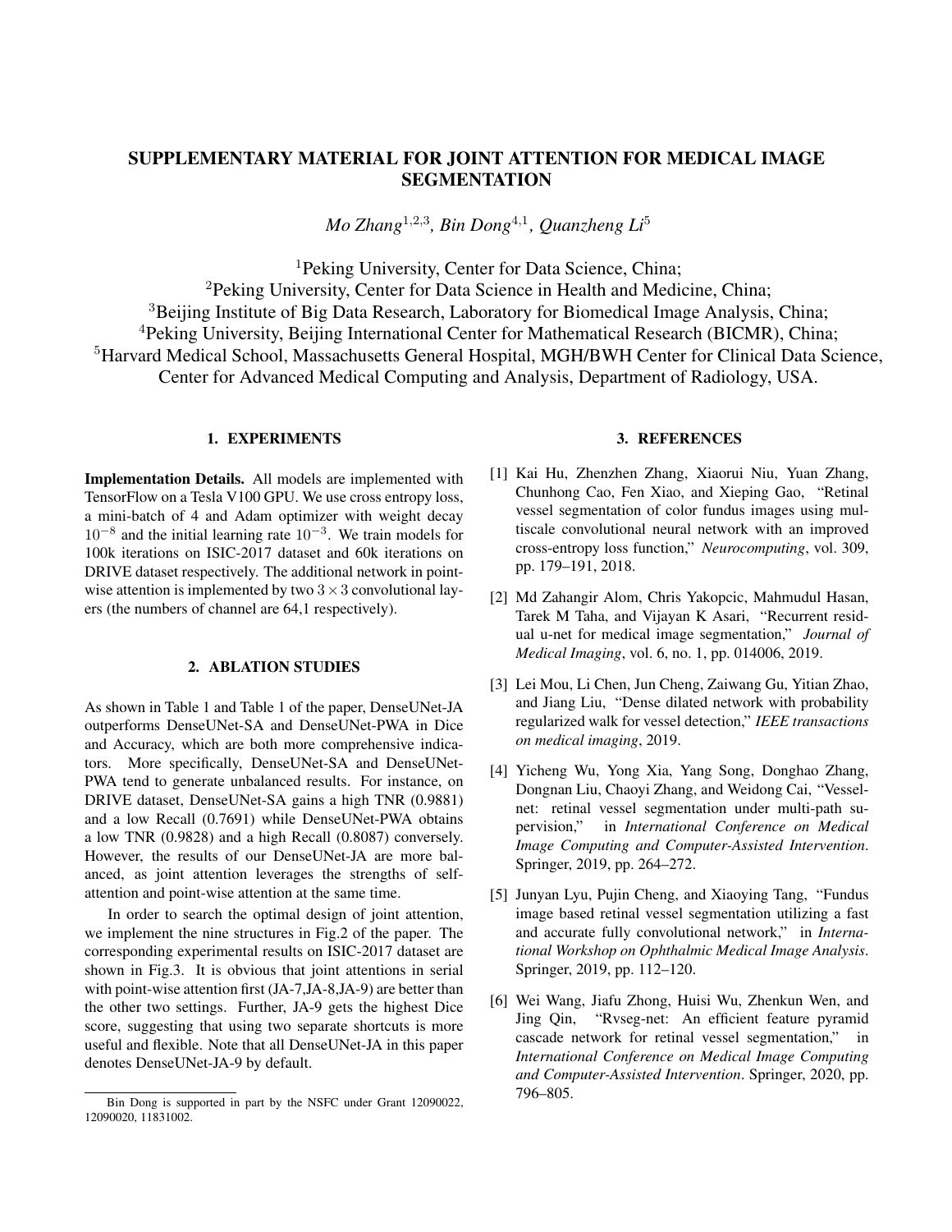# SUPPLEMENTARY MATERIAL FOR JOINT ATTENTION FOR MEDICAL IMAGE SEGMENTATION

*Mo Zhang*[1,2,3]*, Bin Dong*[4,1]*, Quanzheng Li*[5]

[1]Peking University, Center for Data Science, China;
[2]Peking University, Center for Data Science in Health and Medicine, China;
[3]Beijing Institute of Big Data Research, Laboratory for Biomedical Image Analysis, China;
[4]Peking University, Beijing International Center for Mathematical Research (BICMR), China;
[5]Harvard Medical School, Massachusetts General Hospital, MGH/BWH Center for Clinical Data Science, Center for Advanced Medical Computing and Analysis, Department of Radiology, USA.

## 1. EXPERIMENTS

**Implementation Details.** All models are implemented with TensorFlow on a Tesla V100 GPU. We use cross entropy loss, a mini-batch of 4 and Adam optimizer with weight decay $10^{-8}$ and the initial learning rate $10^{-3}$. We train models for 100k iterations on ISIC-2017 dataset and 60k iterations on DRIVE dataset respectively. The additional network in point-wise attention is implemented by two $3 \times 3$ convolutional layers (the numbers of channel are 64,1 respectively).

## 2. ABLATION STUDIES

As shown in Table 1 and Table 1 of the paper, DenseUNet-JA outperforms DenseUNet-SA and DenseUNet-PWA in Dice and Accuracy, which are both more comprehensive indicators. More specifically, DenseUNet-SA and DenseUNet-PWA tend to generate unbalanced results. For instance, on DRIVE dataset, DenseUNet-SA gains a high TNR (0.9881) and a low Recall (0.7691) while DenseUNet-PWA obtains a low TNR (0.9828) and a high Recall (0.8087) conversely. However, the results of our DenseUNet-JA are more balanced, as joint attention leverages the strengths of self-attention and point-wise attention at the same time.

In order to search the optimal design of joint attention, we implement the nine structures in Fig.2 of the paper. The corresponding experimental results on ISIC-2017 dataset are shown in Fig.3. It is obvious that joint attentions in serial with point-wise attention first (JA-7,JA-8,JA-9) are better than the other two settings. Further, JA-9 gets the highest Dice score, suggesting that using two separate shortcuts is more useful and flexible. Note that all DenseUNet-JA in this paper denotes DenseUNet-JA-9 by default.

Bin Dong is supported in part by the NSFC under Grant 12090022, 12090020, 11831002.

## 3. REFERENCES

[1] Kai Hu, Zhenzhen Zhang, Xiaorui Niu, Yuan Zhang, Chunhong Cao, Fen Xiao, and Xieping Gao, "Retinal vessel segmentation of color fundus images using multiscale convolutional neural network with an improved cross-entropy loss function," *Neurocomputing*, vol. 309, pp. 179–191, 2018.

[2] Md Zahangir Alom, Chris Yakopcic, Mahmudul Hasan, Tarek M Taha, and Vijayan K Asari, "Recurrent residual u-net for medical image segmentation," *Journal of Medical Imaging*, vol. 6, no. 1, pp. 014006, 2019.

[3] Lei Mou, Li Chen, Jun Cheng, Zaiwang Gu, Yitian Zhao, and Jiang Liu, "Dense dilated network with probability regularized walk for vessel detection," *IEEE transactions on medical imaging*, 2019.

[4] Yicheng Wu, Yong Xia, Yang Song, Donghao Zhang, Dongnan Liu, Chaoyi Zhang, and Weidong Cai, "Vessel-net: retinal vessel segmentation under multi-path supervision," in *International Conference on Medical Image Computing and Computer-Assisted Intervention*. Springer, 2019, pp. 264–272.

[5] Junyan Lyu, Pujin Cheng, and Xiaoying Tang, "Fundus image based retinal vessel segmentation utilizing a fast and accurate fully convolutional network," in *International Workshop on Ophthalmic Medical Image Analysis*. Springer, 2019, pp. 112–120.

[6] Wei Wang, Jiafu Zhong, Huisi Wu, Zhenkun Wen, and Jing Qin, "Rvseg-net: An efficient feature pyramid cascade network for retinal vessel segmentation," in *International Conference on Medical Image Computing and Computer-Assisted Intervention*. Springer, 2020, pp. 796–805.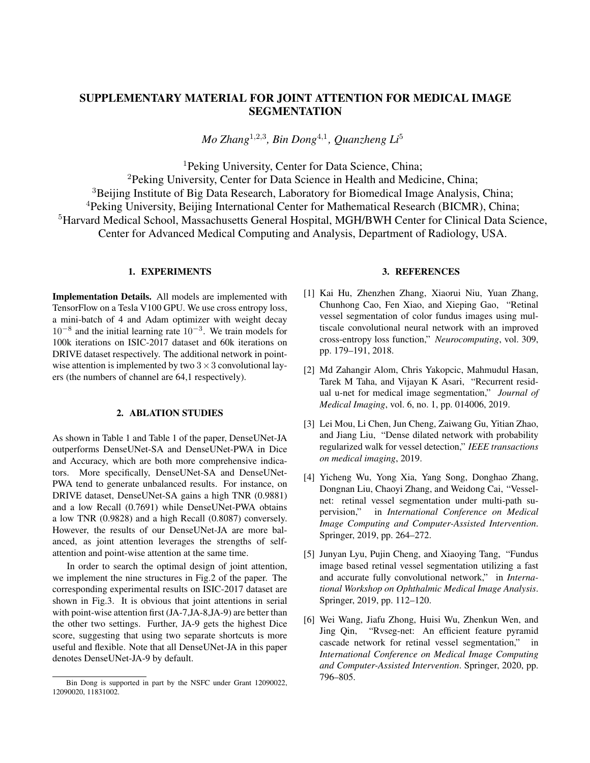# SUPPLEMENTARY MATERIAL FOR JOINT ATTENTION FOR MEDICAL IMAGE SEGMENTATION

*Mo Zhang*[1,2,3]*, Bin Dong*[4,1]*, Quanzheng Li*[5]

[1]Peking University, Center for Data Science, China;
[2]Peking University, Center for Data Science in Health and Medicine, China;
[3]Beijing Institute of Big Data Research, Laboratory for Biomedical Image Analysis, China;
[4]Peking University, Beijing International Center for Mathematical Research (BICMR), China;
[5]Harvard Medical School, Massachusetts General Hospital, MGH/BWH Center for Clinical Data Science, Center for Advanced Medical Computing and Analysis, Department of Radiology, USA.

## 1. EXPERIMENTS

**Implementation Details.** All models are implemented with TensorFlow on a Tesla V100 GPU. We use cross entropy loss, a mini-batch of 4 and Adam optimizer with weight decay $10^{-8}$ and the initial learning rate $10^{-3}$. We train models for 100k iterations on ISIC-2017 dataset and 60k iterations on DRIVE dataset respectively. The additional network in point-wise attention is implemented by two $3 \times 3$ convolutional layers (the numbers of channel are 64,1 respectively).

## 2. ABLATION STUDIES

As shown in Table 1 and Table 1 of the paper, DenseUNet-JA outperforms DenseUNet-SA and DenseUNet-PWA in Dice and Accuracy, which are both more comprehensive indicators. More specifically, DenseUNet-SA and DenseUNet-PWA tend to generate unbalanced results. For instance, on DRIVE dataset, DenseUNet-SA gains a high TNR (0.9881) and a low Recall (0.7691) while DenseUNet-PWA obtains a low TNR (0.9828) and a high Recall (0.8087) conversely. However, the results of our DenseUNet-JA are more balanced, as joint attention leverages the strengths of self-attention and point-wise attention at the same time.

In order to search the optimal design of joint attention, we implement the nine structures in Fig.2 of the paper. The corresponding experimental results on ISIC-2017 dataset are shown in Fig.3. It is obvious that joint attentions in serial with point-wise attention first (JA-7,JA-8,JA-9) are better than the other two settings. Further, JA-9 gets the highest Dice score, suggesting that using two separate shortcuts is more useful and flexible. Note that all DenseUNet-JA in this paper denotes DenseUNet-JA-9 by default.

Bin Dong is supported in part by the NSFC under Grant 12090022, 12090020, 11831002.

## 3. REFERENCES

[1] Kai Hu, Zhenzhen Zhang, Xiaorui Niu, Yuan Zhang, Chunhong Cao, Fen Xiao, and Xieping Gao, "Retinal vessel segmentation of color fundus images using multiscale convolutional neural network with an improved cross-entropy loss function," *Neurocomputing*, vol. 309, pp. 179–191, 2018.

[2] Md Zahangir Alom, Chris Yakopcic, Mahmudul Hasan, Tarek M Taha, and Vijayan K Asari, "Recurrent residual u-net for medical image segmentation," *Journal of Medical Imaging*, vol. 6, no. 1, pp. 014006, 2019.

[3] Lei Mou, Li Chen, Jun Cheng, Zaiwang Gu, Yitian Zhao, and Jiang Liu, "Dense dilated network with probability regularized walk for vessel detection," *IEEE transactions on medical imaging*, 2019.

[4] Yicheng Wu, Yong Xia, Yang Song, Donghao Zhang, Dongnan Liu, Chaoyi Zhang, and Weidong Cai, "Vessel-net: retinal vessel segmentation under multi-path supervision," in *International Conference on Medical Image Computing and Computer-Assisted Intervention*. Springer, 2019, pp. 264–272.

[5] Junyan Lyu, Pujin Cheng, and Xiaoying Tang, "Fundus image based retinal vessel segmentation utilizing a fast and accurate fully convolutional network," in *International Workshop on Ophthalmic Medical Image Analysis*. Springer, 2019, pp. 112–120.

[6] Wei Wang, Jiafu Zhong, Huisi Wu, Zhenkun Wen, and Jing Qin, "Rvseg-net: An efficient feature pyramid cascade network for retinal vessel segmentation," in *International Conference on Medical Image Computing and Computer-Assisted Intervention*. Springer, 2020, pp. 796–805.